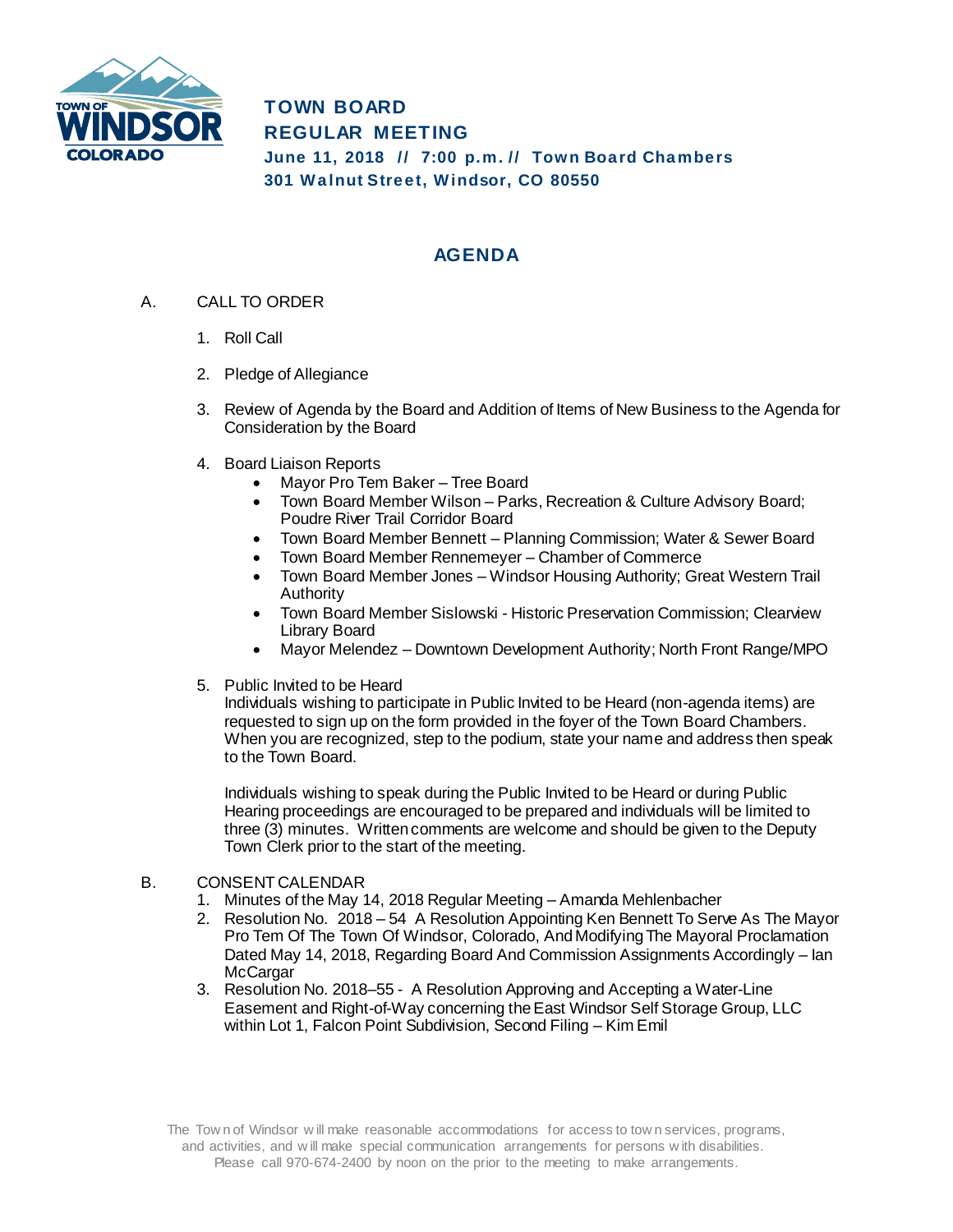# TOWN BOARD
# REGULAR MEETING

**June 11, 2018 // 7:00 p.m. // Town Board Chambers**
**301 Walnut Street, Windsor, CO 80550**

## AGENDA

A. CALL TO ORDER

1. Roll Call
2. Pledge of Allegiance
3. Review of Agenda by the Board and Addition of Items of New Business to the Agenda for Consideration by the Board
4. Board Liaison Reports
   - Mayor Pro Tem Baker – Tree Board
   - Town Board Member Wilson – Parks, Recreation & Culture Advisory Board; Poudre River Trail Corridor Board
   - Town Board Member Bennett – Planning Commission; Water & Sewer Board
   - Town Board Member Rennemeyer – Chamber of Commerce
   - Town Board Member Jones – Windsor Housing Authority; Great Western Trail Authority
   - Town Board Member Sislowski - Historic Preservation Commission; Clearview Library Board
   - Mayor Melendez – Downtown Development Authority; North Front Range/MPO
5. Public Invited to be Heard

   Individuals wishing to participate in Public Invited to be Heard (non-agenda items) are requested to sign up on the form provided in the foyer of the Town Board Chambers. When you are recognized, step to the podium, state your name and address then speak to the Town Board.

   Individuals wishing to speak during the Public Invited to be Heard or during Public Hearing proceedings are encouraged to be prepared and individuals will be limited to three (3) minutes. Written comments are welcome and should be given to the Deputy Town Clerk prior to the start of the meeting.

B. CONSENT CALENDAR

1. Minutes of the May 14, 2018 Regular Meeting – Amanda Mehlenbacher
2. Resolution No. 2018 – 54 A Resolution Appointing Ken Bennett To Serve As The Mayor Pro Tem Of The Town Of Windsor, Colorado, And Modifying The Mayoral Proclamation Dated May 14, 2018, Regarding Board And Commission Assignments Accordingly – Ian McCargar
3. Resolution No. 2018–55 - A Resolution Approving and Accepting a Water-Line Easement and Right-of-Way concerning the East Windsor Self Storage Group, LLC within Lot 1, Falcon Point Subdivision, Second Filing – Kim Emil

The Town of Windsor will make reasonable accommodations for access to town services, programs, and activities, and will make special communication arrangements for persons with disabilities. Please call 970-674-2400 by noon on the prior to the meeting to make arrangements.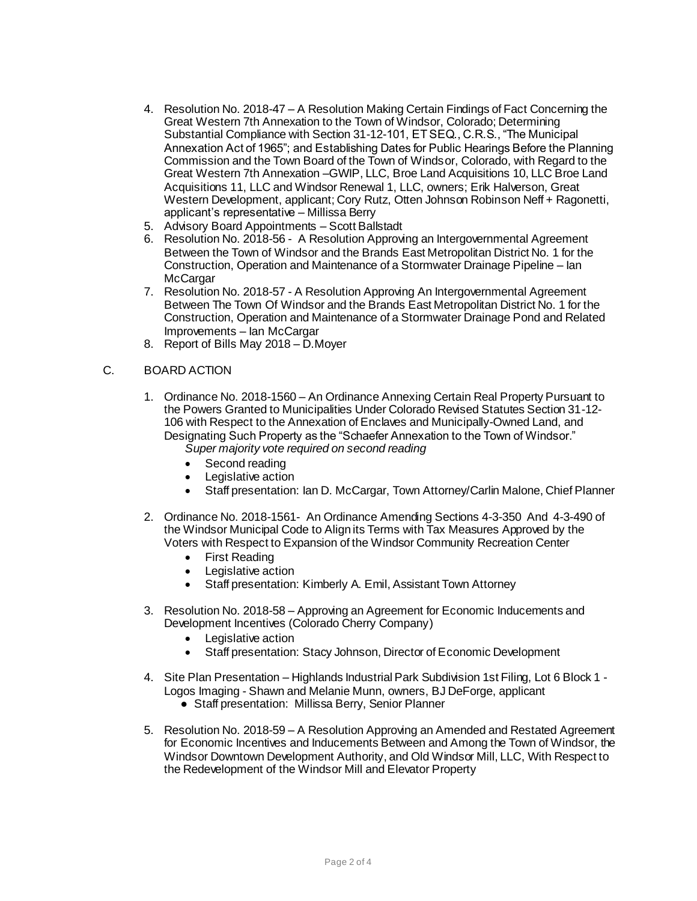4. Resolution No. 2018-47 – A Resolution Making Certain Findings of Fact Concerning the Great Western 7th Annexation to the Town of Windsor, Colorado; Determining Substantial Compliance with Section 31-12-101, ET SEQ., C.R.S., "The Municipal Annexation Act of 1965"; and Establishing Dates for Public Hearings Before the Planning Commission and the Town Board of the Town of Windsor, Colorado, with Regard to the Great Western 7th Annexation –GWIP, LLC, Broe Land Acquisitions 10, LLC Broe Land Acquisitions 11, LLC and Windsor Renewal 1, LLC, owners; Erik Halverson, Great Western Development, applicant; Cory Rutz, Otten Johnson Robinson Neff + Ragonetti, applicant's representative – Millissa Berry
5. Advisory Board Appointments – Scott Ballstadt
6. Resolution No. 2018-56 - A Resolution Approving an Intergovernmental Agreement Between the Town of Windsor and the Brands East Metropolitan District No. 1 for the Construction, Operation and Maintenance of a Stormwater Drainage Pipeline – Ian McCargar
7. Resolution No. 2018-57 - A Resolution Approving An Intergovernmental Agreement Between The Town Of Windsor and the Brands East Metropolitan District No. 1 for the Construction, Operation and Maintenance of a Stormwater Drainage Pond and Related Improvements – Ian McCargar
8. Report of Bills May 2018 – D.Moyer

C. BOARD ACTION

1. Ordinance No. 2018-1560 – An Ordinance Annexing Certain Real Property Pursuant to the Powers Granted to Municipalities Under Colorado Revised Statutes Section 31-12-106 with Respect to the Annexation of Enclaves and Municipally-Owned Land, and Designating Such Property as the "Schaefer Annexation to the Town of Windsor."
   *Super majority vote required on second reading*
   - Second reading
   - Legislative action
   - Staff presentation: Ian D. McCargar, Town Attorney/Carlin Malone, Chief Planner

2. Ordinance No. 2018-1561- An Ordinance Amending Sections 4-3-350 And 4-3-490 of the Windsor Municipal Code to Align its Terms with Tax Measures Approved by the Voters with Respect to Expansion of the Windsor Community Recreation Center
   - First Reading
   - Legislative action
   - Staff presentation: Kimberly A. Emil, Assistant Town Attorney

3. Resolution No. 2018-58 – Approving an Agreement for Economic Inducements and Development Incentives (Colorado Cherry Company)
   - Legislative action
   - Staff presentation: Stacy Johnson, Director of Economic Development

4. Site Plan Presentation – Highlands Industrial Park Subdivision 1st Filing, Lot 6 Block 1 - Logos Imaging - Shawn and Melanie Munn, owners, BJ DeForge, applicant
   - Staff presentation: Millissa Berry, Senior Planner

5. Resolution No. 2018-59 – A Resolution Approving an Amended and Restated Agreement for Economic Incentives and Inducements Between and Among the Town of Windsor, the Windsor Downtown Development Authority, and Old Windsor Mill, LLC, With Respect to the Redevelopment of the Windsor Mill and Elevator Property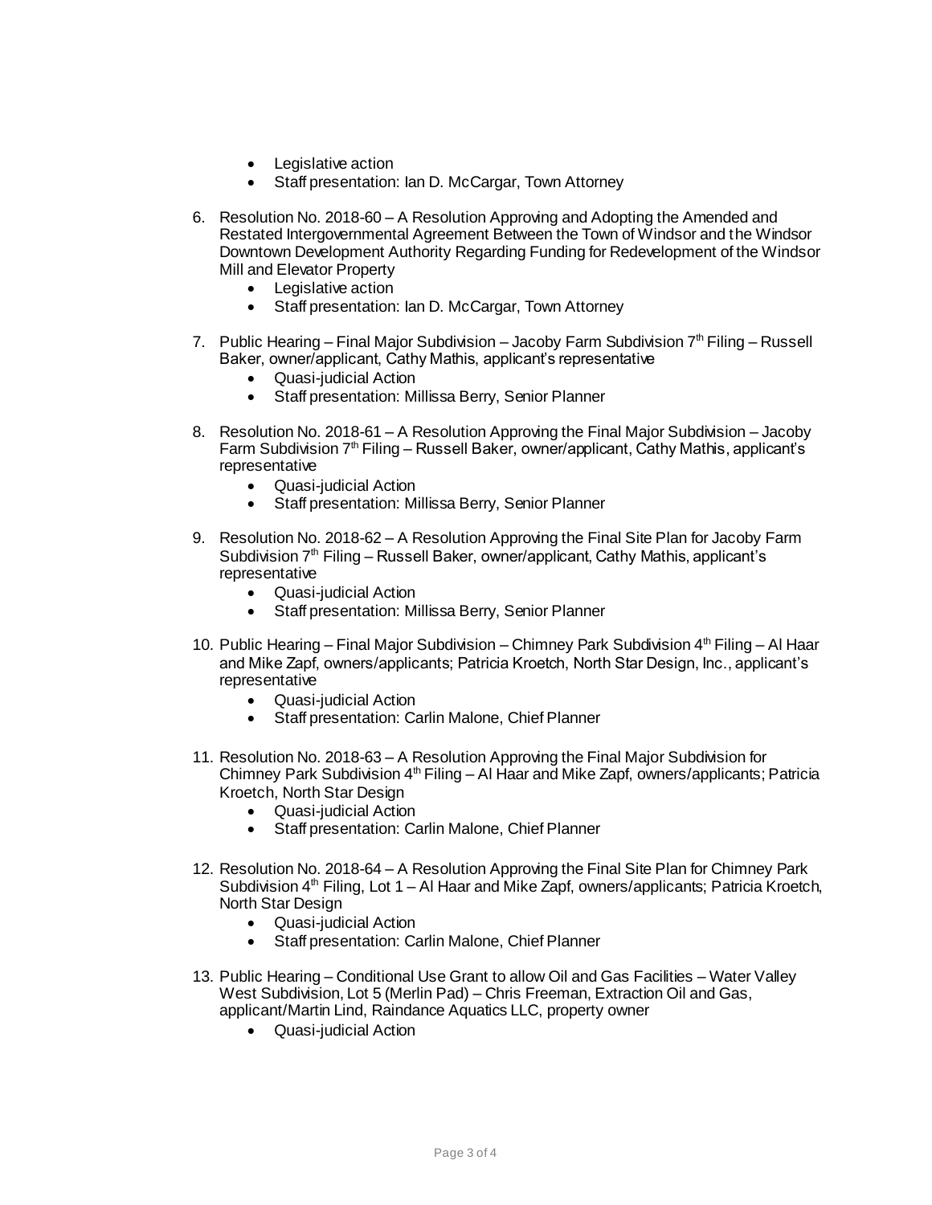- Legislative action
- Staff presentation: Ian D. McCargar, Town Attorney

6. Resolution No. 2018-60 – A Resolution Approving and Adopting the Amended and Restated Intergovernmental Agreement Between the Town of Windsor and the Windsor Downtown Development Authority Regarding Funding for Redevelopment of the Windsor Mill and Elevator Property
   - Legislative action
   - Staff presentation: Ian D. McCargar, Town Attorney

7. Public Hearing – Final Major Subdivision – Jacoby Farm Subdivision 7th Filing – Russell Baker, owner/applicant, Cathy Mathis, applicant's representative
   - Quasi-judicial Action
   - Staff presentation: Millissa Berry, Senior Planner

8. Resolution No. 2018-61 – A Resolution Approving the Final Major Subdivision – Jacoby Farm Subdivision 7th Filing – Russell Baker, owner/applicant, Cathy Mathis, applicant's representative
   - Quasi-judicial Action
   - Staff presentation: Millissa Berry, Senior Planner

9. Resolution No. 2018-62 – A Resolution Approving the Final Site Plan for Jacoby Farm Subdivision 7th Filing – Russell Baker, owner/applicant, Cathy Mathis, applicant's representative
   - Quasi-judicial Action
   - Staff presentation: Millissa Berry, Senior Planner

10. Public Hearing – Final Major Subdivision – Chimney Park Subdivision 4th Filing – Al Haar and Mike Zapf, owners/applicants; Patricia Kroetch, North Star Design, Inc., applicant's representative
    - Quasi-judicial Action
    - Staff presentation: Carlin Malone, Chief Planner

11. Resolution No. 2018-63 – A Resolution Approving the Final Major Subdivision for Chimney Park Subdivision 4th Filing – Al Haar and Mike Zapf, owners/applicants; Patricia Kroetch, North Star Design
    - Quasi-judicial Action
    - Staff presentation: Carlin Malone, Chief Planner

12. Resolution No. 2018-64 – A Resolution Approving the Final Site Plan for Chimney Park Subdivision 4th Filing, Lot 1 – Al Haar and Mike Zapf, owners/applicants; Patricia Kroetch, North Star Design
    - Quasi-judicial Action
    - Staff presentation: Carlin Malone, Chief Planner

13. Public Hearing – Conditional Use Grant to allow Oil and Gas Facilities – Water Valley West Subdivision, Lot 5 (Merlin Pad) – Chris Freeman, Extraction Oil and Gas, applicant/Martin Lind, Raindance Aquatics LLC, property owner
    - Quasi-judicial Action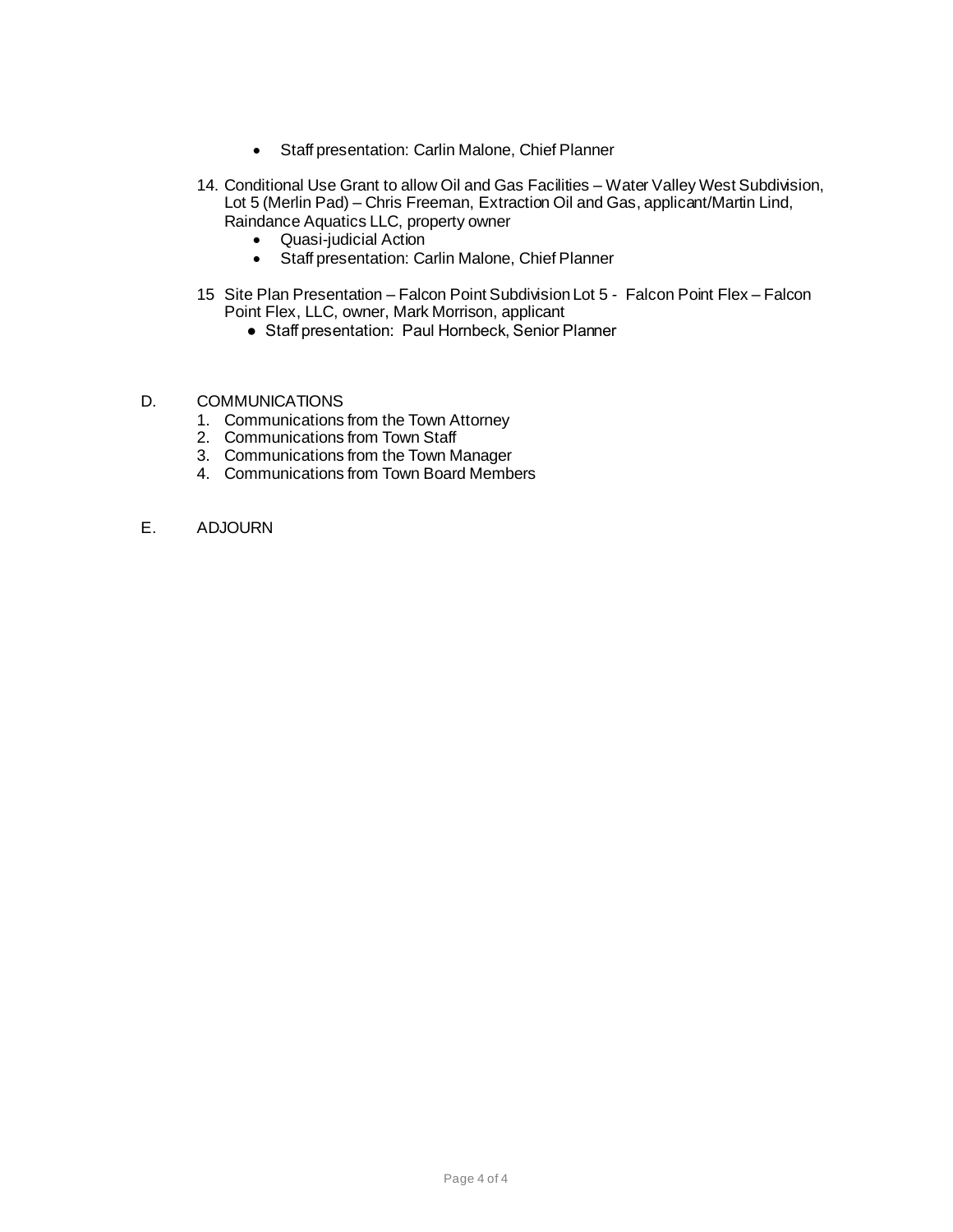- Staff presentation: Carlin Malone, Chief Planner

14. Conditional Use Grant to allow Oil and Gas Facilities – Water Valley West Subdivision, Lot 5 (Merlin Pad) – Chris Freeman, Extraction Oil and Gas, applicant/Martin Lind, Raindance Aquatics LLC, property owner
    - Quasi-judicial Action
    - Staff presentation: Carlin Malone, Chief Planner

15 Site Plan Presentation – Falcon Point Subdivision Lot 5 - Falcon Point Flex – Falcon Point Flex, LLC, owner, Mark Morrison, applicant
    - Staff presentation: Paul Hornbeck, Senior Planner

D. COMMUNICATIONS
1. Communications from the Town Attorney
2. Communications from Town Staff
3. Communications from the Town Manager
4. Communications from Town Board Members

E. ADJOURN